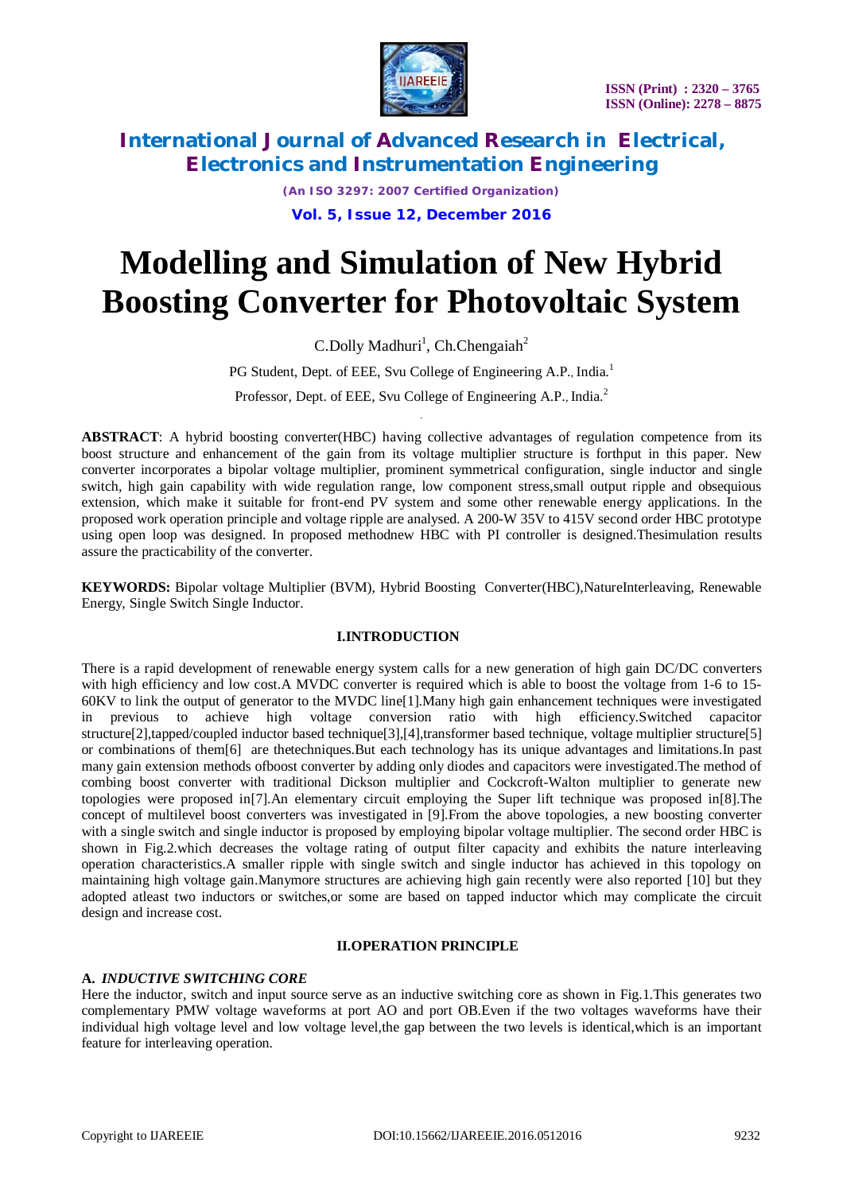# Modelling and Simulation of New Hybrid Boosting Converter for Photovoltaic System

C.Dolly Madhuri[1], Ch.Chengaiah[2]

PG Student, Dept. of EEE, Svu College of Engineering A.P., India.[1]

Professor, Dept. of EEE, Svu College of Engineering A.P., India.[2]

**ABSTRACT**: A hybrid boosting converter(HBC) having collective advantages of regulation competence from its boost structure and enhancement of the gain from its voltage multiplier structure is forthput in this paper. New converter incorporates a bipolar voltage multiplier, prominent symmetrical configuration, single inductor and single switch, high gain capability with wide regulation range, low component stress,small output ripple and obsequious extension, which make it suitable for front-end PV system and some other renewable energy applications. In the proposed work operation principle and voltage ripple are analysed. A 200-W 35V to 415V second order HBC prototype using open loop was designed. In proposed methodnew HBC with PI controller is designed.Thesimulation results assure the practicability of the converter.

**KEYWORDS:** Bipolar voltage Multiplier (BVM), Hybrid Boosting Converter(HBC),NatureInterleaving, Renewable Energy, Single Switch Single Inductor.

## I.INTRODUCTION

There is a rapid development of renewable energy system calls for a new generation of high gain DC/DC converters with high efficiency and low cost.A MVDC converter is required which is able to boost the voltage from 1-6 to 15-60KV to link the output of generator to the MVDC line[1].Many high gain enhancement techniques were investigated in previous to achieve high voltage conversion ratio with high efficiency.Switched capacitor structure[2],tapped/coupled inductor based technique[3],[4],transformer based technique, voltage multiplier structure[5] or combinations of them[6] are thetechniques.But each technology has its unique advantages and limitations.In past many gain extension methods ofboost converter by adding only diodes and capacitors were investigated.The method of combing boost converter with traditional Dickson multiplier and Cockcroft-Walton multiplier to generate new topologies were proposed in[7].An elementary circuit employing the Super lift technique was proposed in[8].The concept of multilevel boost converters was investigated in [9].From the above topologies, a new boosting converter with a single switch and single inductor is proposed by employing bipolar voltage multiplier. The second order HBC is shown in Fig.2.which decreases the voltage rating of output filter capacity and exhibits the nature interleaving operation characteristics.A smaller ripple with single switch and single inductor has achieved in this topology on maintaining high voltage gain.Manymore structures are achieving high gain recently were also reported [10] but they adopted atleast two inductors or switches,or some are based on tapped inductor which may complicate the circuit design and increase cost.

## II.OPERATION PRINCIPLE

### A. *INDUCTIVE SWITCHING CORE*

Here the inductor, switch and input source serve as an inductive switching core as shown in Fig.1.This generates two complementary PMW voltage waveforms at port AO and port OB.Even if the two voltages waveforms have their individual high voltage level and low voltage level,the gap between the two levels is identical,which is an important feature for interleaving operation.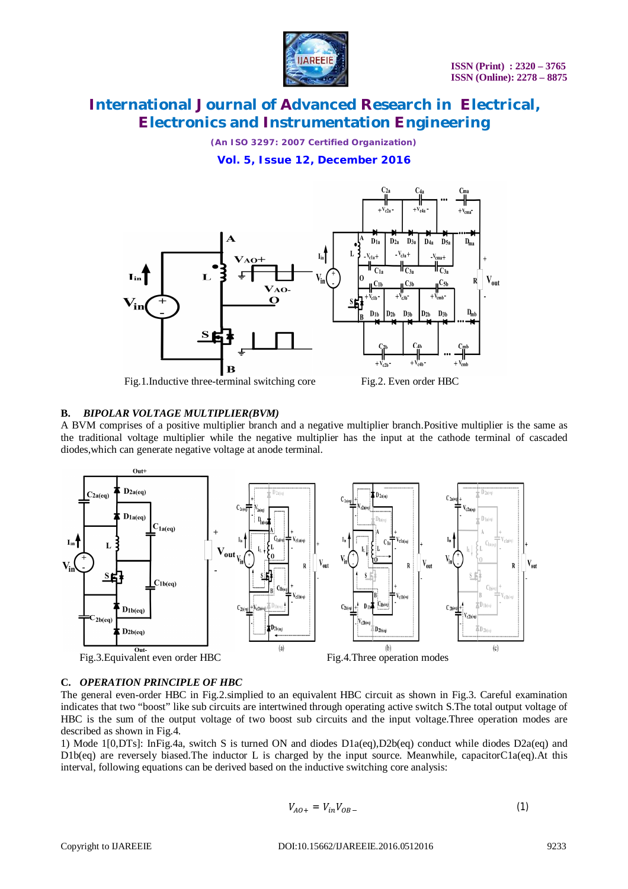Fig.1.Inductive three-terminal switching core

Fig.2. Even order HBC

### B. *BIPOLAR VOLTAGE MULTIPLIER(BVM)*

A BVM comprises of a positive multiplier branch and a negative multiplier branch.Positive multiplier is the same as the traditional voltage multiplier while the negative multiplier has the input at the cathode terminal of cascaded diodes,which can generate negative voltage at anode terminal.

Fig.3.Equivalent even order HBC

Fig.4.Three operation modes

### C. *OPERATION PRINCIPLE OF HBC*

The general even-order HBC in Fig.2.simplied to an equivalent HBC circuit as shown in Fig.3. Careful examination indicates that two "boost" like sub circuits are intertwined through operating active switch S.The total output voltage of HBC is the sum of the output voltage of two boost sub circuits and the input voltage.Three operation modes are described as shown in Fig.4.

1) Mode 1[0,DTs]: InFig.4a, switch S is turned ON and diodes D1a(eq),D2b(eq) conduct while diodes D2a(eq) and D1b(eq) are reversely biased.The inductor L is charged by the input source. Meanwhile, capacitorC1a(eq).At this interval, following equations can be derived based on the inductive switching core analysis:

$$V_{AO+} = V_{in} V_{OB-} \tag{1}$$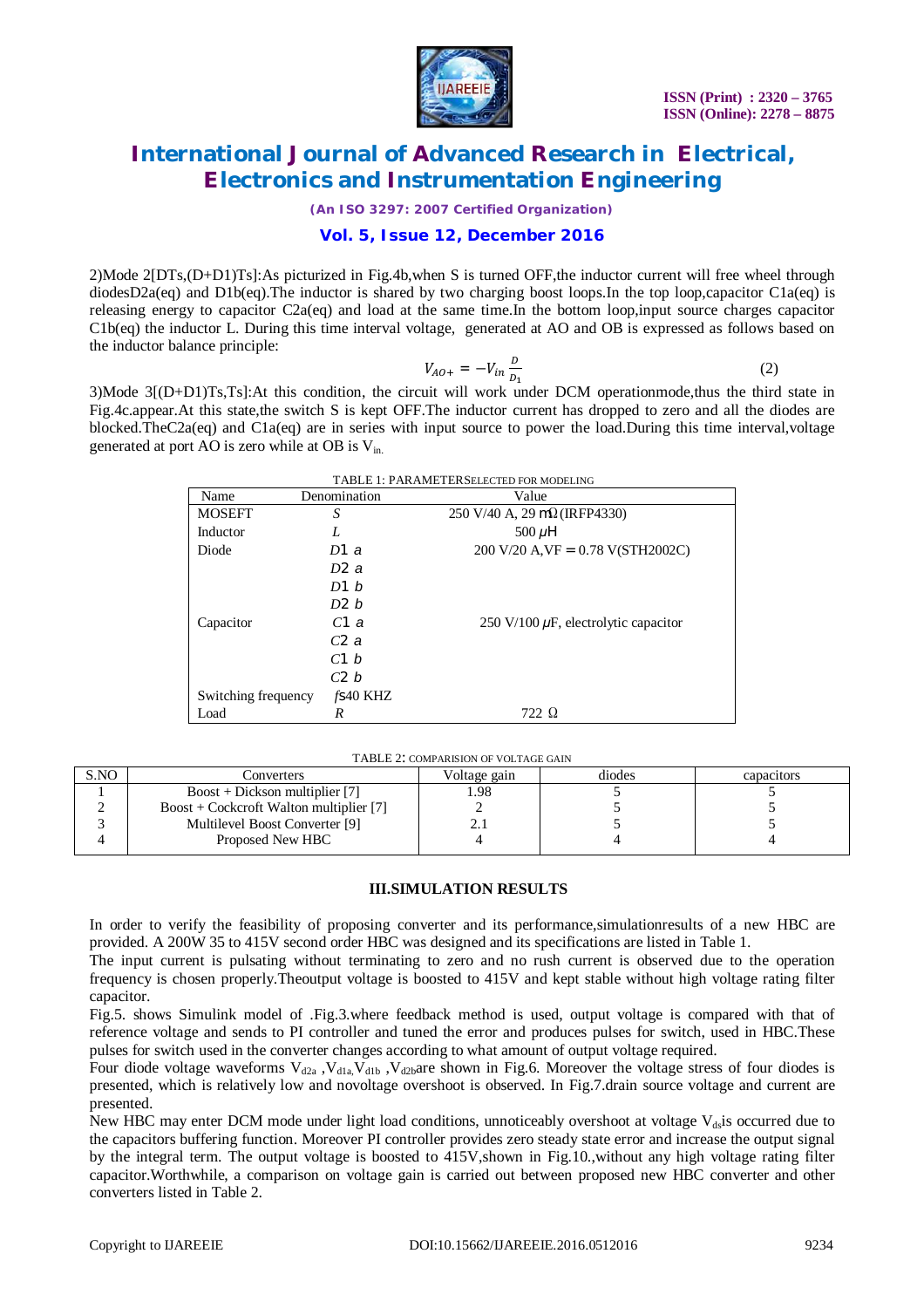2)Mode 2[DTs,(D+D1)Ts]:As picturized in Fig.4b,when S is turned OFF,the inductor current will free wheel through diodesD2a(eq) and D1b(eq).The inductor is shared by two charging boost loops.In the top loop,capacitor C1a(eq) is releasing energy to capacitor C2a(eq) and load at the same time.In the bottom loop,input source charges capacitor C1b(eq) the inductor L. During this time interval voltage, generated at AO and OB is expressed as follows based on the inductor balance principle:

$$V_{AO+} = -V_{in}\frac{D}{D_1} \tag{2}$$

3)Mode 3[(D+D1)Ts,Ts]:At this condition, the circuit will work under DCM operationmode,thus the third state in Fig.4c.appear.At this state,the switch S is kept OFF.The inductor current has dropped to zero and all the diodes are blocked.TheC2a(eq) and C1a(eq) are in series with input source to power the load.During this time interval,voltage generated at port AO is zero while at OB is $V_{in.}$

TABLE 1: PARAMETERSELECTED FOR MODELING

| Name | Denomination | Value |
|---|---|---|
| MOSEFT | $S$ | 250 V/40 A, 29 mΩ(IRFP4330) |
| Inductor | $L$ | 500 $\mu$H |
| Diode | $D1\ a$ | 200 V/20 A,VF = 0.78 V(STH2002C) |
| | $D2\ a$ | |
| | $D1\ b$ | |
| | $D2\ b$ | |
| Capacitor | $C1\ a$ | 250 V/100 $\mu$F, electrolytic capacitor |
| | $C2\ a$ | |
| | $C1\ b$ | |
| | $C2\ b$ | |
| Switching frequency | $f$s40 KHZ | |
| Load | $R$ | 722 Ω |

TABLE 2: COMPARISION OF VOLTAGE GAIN

| S.NO | Converters | Voltage gain | diodes | capacitors |
|---|---|---|---|---|
| 1 | Boost + Dickson multiplier [7] | 1.98 | 5 | 5 |
| 2 | Boost + Cockcroft Walton multiplier [7] | 2 | 5 | 5 |
| 3 | Multilevel Boost Converter [9] | 2.1 | 5 | 5 |
| 4 | Proposed New HBC | 4 | 4 | 4 |

## III.SIMULATION RESULTS

In order to verify the feasibility of proposing converter and its performance,simulationresults of a new HBC are provided. A 200W 35 to 415V second order HBC was designed and its specifications are listed in Table 1.

The input current is pulsating without terminating to zero and no rush current is observed due to the operation frequency is chosen properly.Theoutput voltage is boosted to 415V and kept stable without high voltage rating filter capacitor.

Fig.5. shows Simulink model of .Fig.3.where feedback method is used, output voltage is compared with that of reference voltage and sends to PI controller and tuned the error and produces pulses for switch, used in HBC.These pulses for switch used in the converter changes according to what amount of output voltage required.

Four diode voltage waveforms $V_{d2a}$ ,$V_{d1a,}V_{d1b}$ ,$V_{d2b}$are shown in Fig.6. Moreover the voltage stress of four diodes is presented, which is relatively low and novoltage overshoot is observed. In Fig.7.drain source voltage and current are presented.

New HBC may enter DCM mode under light load conditions, unnoticeably overshoot at voltage $V_{ds}$is occurred due to the capacitors buffering function. Moreover PI controller provides zero steady state error and increase the output signal by the integral term. The output voltage is boosted to 415V,shown in Fig.10.,without any high voltage rating filter capacitor.Worthwhile, a comparison on voltage gain is carried out between proposed new HBC converter and other converters listed in Table 2.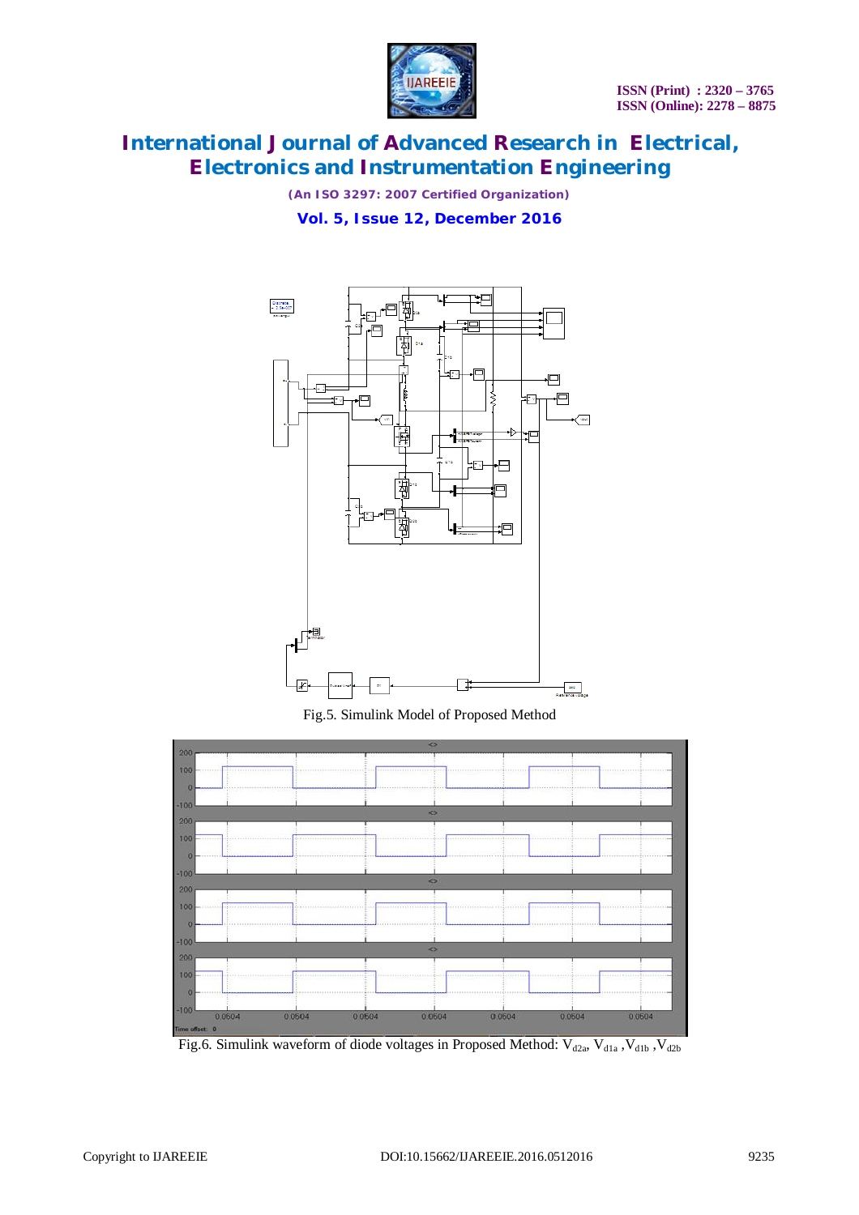Fig.5. Simulink Model of Proposed Method

Fig.6. Simulink waveform of diode voltages in Proposed Method: $V_{d2a}$, $V_{d1a}$ ,$V_{d1b}$ ,$V_{d2b}$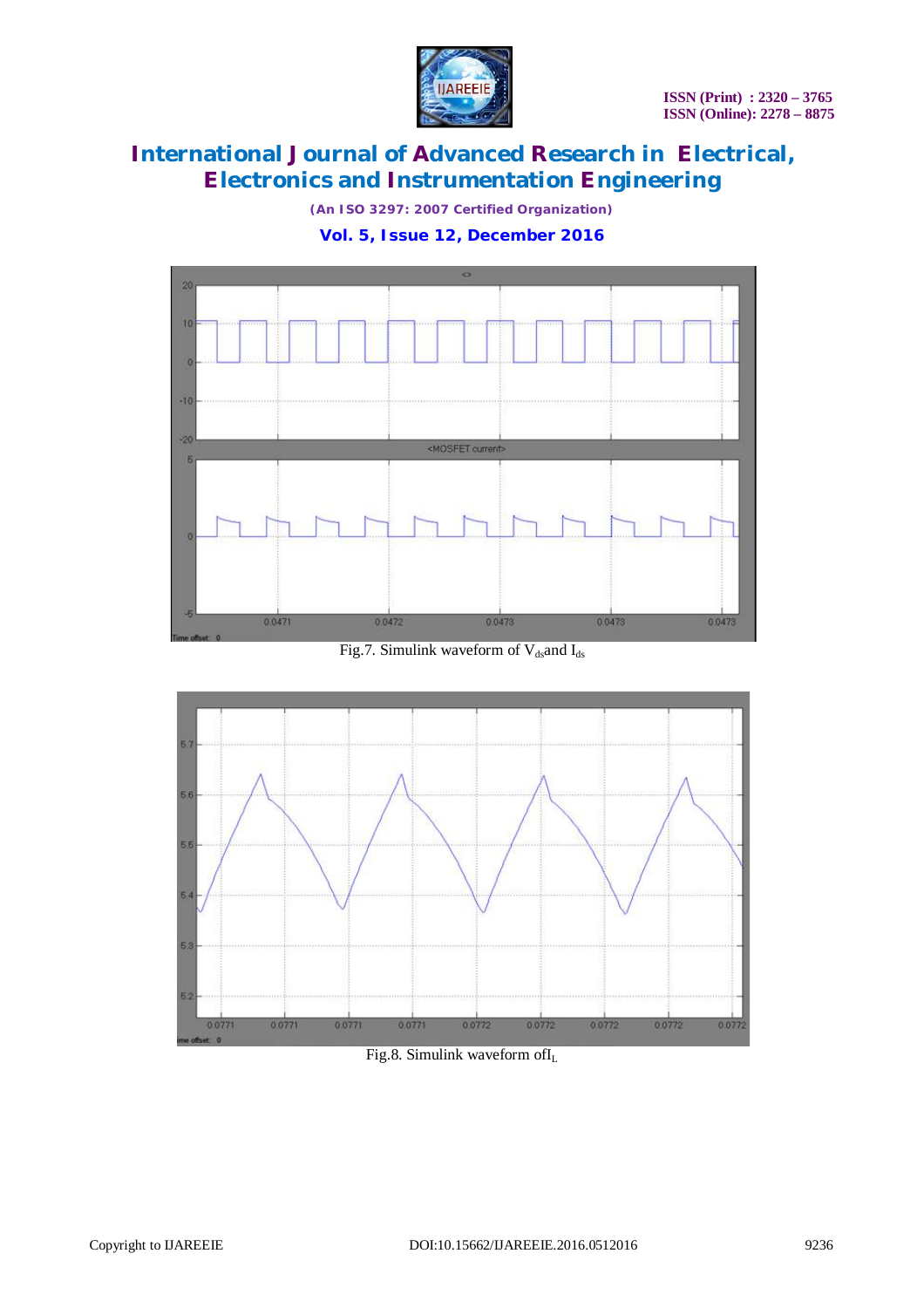Fig.7. Simulink waveform of $V_{ds}$and $I_{ds}$

Fig.8. Simulink waveform of$I_L$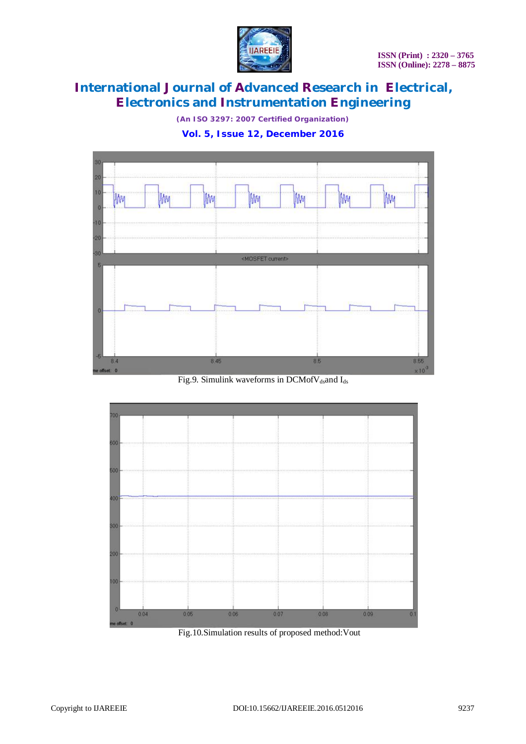Fig.9. Simulink waveforms in DCMofV$_{ds}$and I$_{ds}$

Fig.10.Simulation results of proposed method:Vout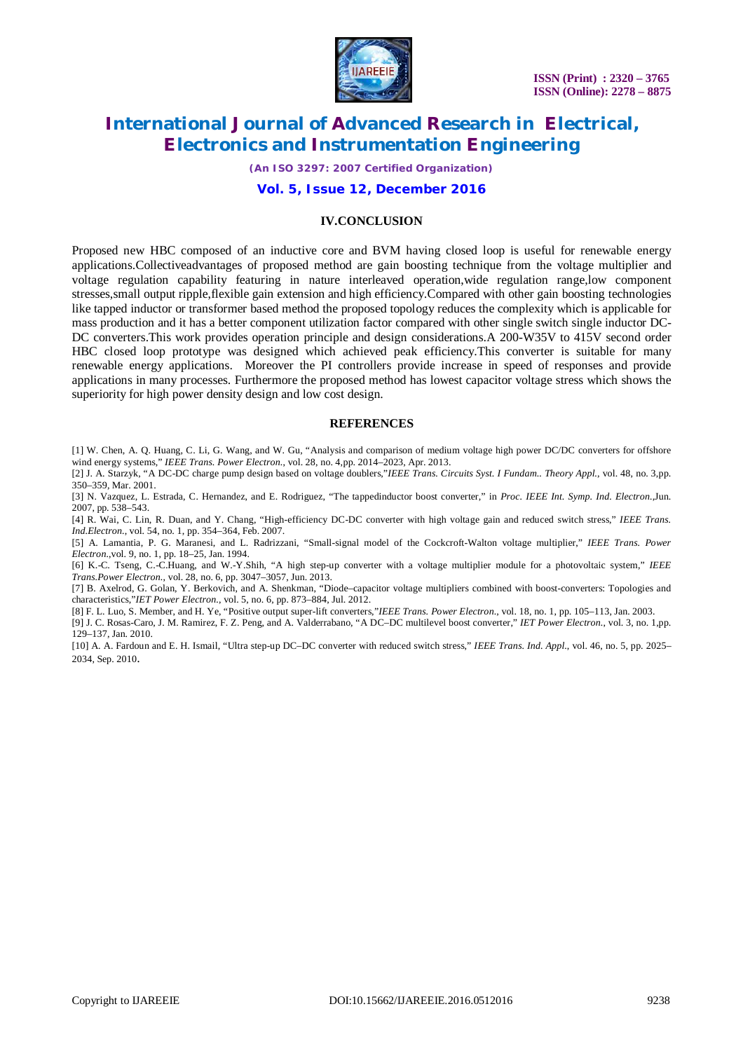## IV.CONCLUSION

Proposed new HBC composed of an inductive core and BVM having closed loop is useful for renewable energy applications.Collectiveadvantages of proposed method are gain boosting technique from the voltage multiplier and voltage regulation capability featuring in nature interleaved operation,wide regulation range,low component stresses,small output ripple,flexible gain extension and high efficiency.Compared with other gain boosting technologies like tapped inductor or transformer based method the proposed topology reduces the complexity which is applicable for mass production and it has a better component utilization factor compared with other single switch single inductor DC-DC converters.This work provides operation principle and design considerations.A 200-W35V to 415V second order HBC closed loop prototype was designed which achieved peak efficiency.This converter is suitable for many renewable energy applications. Moreover the PI controllers provide increase in speed of responses and provide applications in many processes. Furthermore the proposed method has lowest capacitor voltage stress which shows the superiority for high power density design and low cost design.

## REFERENCES

[1] W. Chen, A. Q. Huang, C. Li, G. Wang, and W. Gu, "Analysis and comparison of medium voltage high power DC/DC converters for offshore wind energy systems," *IEEE Trans. Power Electron.*, vol. 28, no. 4,pp. 2014–2023, Apr. 2013.

[2] J. A. Starzyk, "A DC-DC charge pump design based on voltage doublers,"*IEEE Trans. Circuits Syst. I Fundam.. Theory Appl.*, vol. 48, no. 3,pp. 350–359, Mar. 2001.

[3] N. Vazquez, L. Estrada, C. Hernandez, and E. Rodriguez, "The tappedinductor boost converter," in *Proc. IEEE Int. Symp. Ind. Electron.*,Jun. 2007, pp. 538–543.

[4] R. Wai, C. Lin, R. Duan, and Y. Chang, "High-efficiency DC-DC converter with high voltage gain and reduced switch stress," *IEEE Trans. Ind.Electron.*, vol. 54, no. 1, pp. 354–364, Feb. 2007.

[5] A. Lamantia, P. G. Maranesi, and L. Radrizzani, "Small-signal model of the Cockcroft-Walton voltage multiplier," *IEEE Trans. Power Electron.*,vol. 9, no. 1, pp. 18–25, Jan. 1994.

[6] K.-C. Tseng, C.-C.Huang, and W.-Y.Shih, "A high step-up converter with a voltage multiplier module for a photovoltaic system," *IEEE Trans.Power Electron.*, vol. 28, no. 6, pp. 3047–3057, Jun. 2013.

[7] B. Axelrod, G. Golan, Y. Berkovich, and A. Shenkman, "Diode–capacitor voltage multipliers combined with boost-converters: Topologies and characteristics,"*IET Power Electron.*, vol. 5, no. 6, pp. 873–884, Jul. 2012.

[8] F. L. Luo, S. Member, and H. Ye, "Positive output super-lift converters,"*IEEE Trans. Power Electron.*, vol. 18, no. 1, pp. 105–113, Jan. 2003.

[9] J. C. Rosas-Caro, J. M. Ramirez, F. Z. Peng, and A. Valderrabano, "A DC–DC multilevel boost converter," *IET Power Electron.*, vol. 3, no. 1,pp. 129–137, Jan. 2010.

[10] A. A. Fardoun and E. H. Ismail, "Ultra step-up DC–DC converter with reduced switch stress," *IEEE Trans. Ind. Appl.*, vol. 46, no. 5, pp. 2025–2034, Sep. 2010.